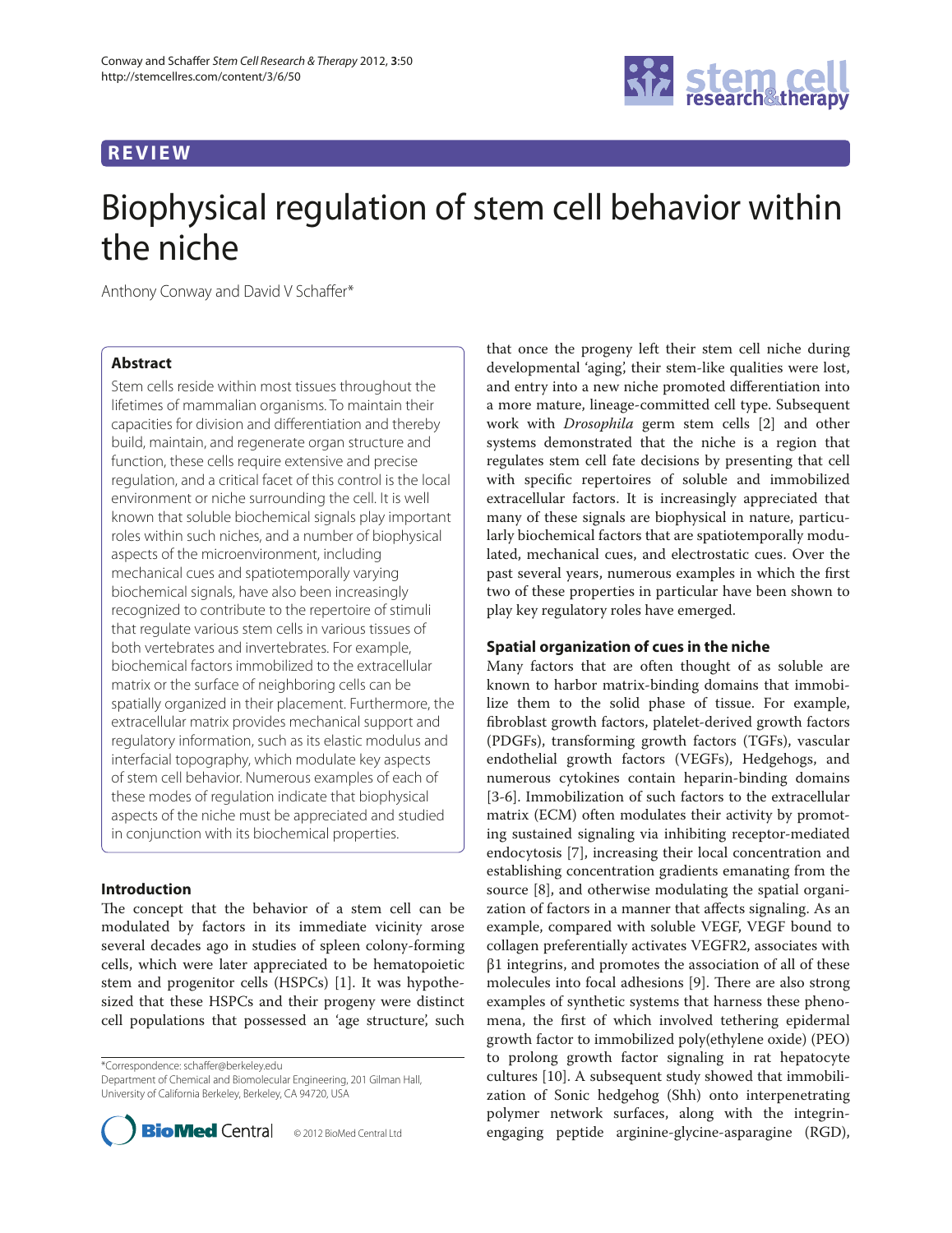REVIEW

# Biophysical regulation of stem cell behavior within the niche

Anthony Conway and David V Schaffer*

## Abstract

Stem cells reside within most tissues throughout the lifetimes of mammalian organisms. To maintain their capacities for division and differentiation and thereby build, maintain, and regenerate organ structure and function, these cells require extensive and precise regulation, and a critical facet of this control is the local environment or niche surrounding the cell. It is well known that soluble biochemical signals play important roles within such niches, and a number of biophysical aspects of the microenvironment, including mechanical cues and spatiotemporally varying biochemical signals, have also been increasingly recognized to contribute to the repertoire of stimuli that regulate various stem cells in various tissues of both vertebrates and invertebrates. For example, biochemical factors immobilized to the extracellular matrix or the surface of neighboring cells can be spatially organized in their placement. Furthermore, the extracellular matrix provides mechanical support and regulatory information, such as its elastic modulus and interfacial topography, which modulate key aspects of stem cell behavior. Numerous examples of each of these modes of regulation indicate that biophysical aspects of the niche must be appreciated and studied in conjunction with its biochemical properties.

## Introduction

The concept that the behavior of a stem cell can be modulated by factors in its immediate vicinity arose several decades ago in studies of spleen colony-forming cells, which were later appreciated to be hematopoietic stem and progenitor cells (HSPCs) [1]. It was hypothesized that these HSPCs and their progeny were distinct cell populations that possessed an 'age structure', such that once the progeny left their stem cell niche during developmental 'aging', their stem-like qualities were lost, and entry into a new niche promoted differentiation into a more mature, lineage-committed cell type. Subsequent work with *Drosophila* germ stem cells [2] and other systems demonstrated that the niche is a region that regulates stem cell fate decisions by presenting that cell with specific repertoires of soluble and immobilized extracellular factors. It is increasingly appreciated that many of these signals are biophysical in nature, particularly biochemical factors that are spatiotemporally modulated, mechanical cues, and electrostatic cues. Over the past several years, numerous examples in which the first two of these properties in particular have been shown to play key regulatory roles have emerged.

## Spatial organization of cues in the niche

Many factors that are often thought of as soluble are known to harbor matrix-binding domains that immobilize them to the solid phase of tissue. For example, fibroblast growth factors, platelet-derived growth factors (PDGFs), transforming growth factors (TGFs), vascular endothelial growth factors (VEGFs), Hedgehogs, and numerous cytokines contain heparin-binding domains [3-6]. Immobilization of such factors to the extracellular matrix (ECM) often modulates their activity by promoting sustained signaling via inhibiting receptor-mediated endocytosis [7], increasing their local concentration and establishing concentration gradients emanating from the source [8], and otherwise modulating the spatial organization of factors in a manner that affects signaling. As an example, compared with soluble VEGF, VEGF bound to collagen preferentially activates VEGFR2, associates with β1 integrins, and promotes the association of all of these molecules into focal adhesions [9]. There are also strong examples of synthetic systems that harness these phenomena, the first of which involved tethering epidermal growth factor to immobilized poly(ethylene oxide) (PEO) to prolong growth factor signaling in rat hepatocyte cultures [10]. A subsequent study showed that immobilization of Sonic hedgehog (Shh) onto interpenetrating polymer network surfaces, along with the integrin-engaging peptide arginine-glycine-asparagine (RGD),

*Correspondence: schaffer@berkeley.edu
Department of Chemical and Biomolecular Engineering, 201 Gilman Hall, University of California Berkeley, Berkeley, CA 94720, USA

© 2012 BioMed Central Ltd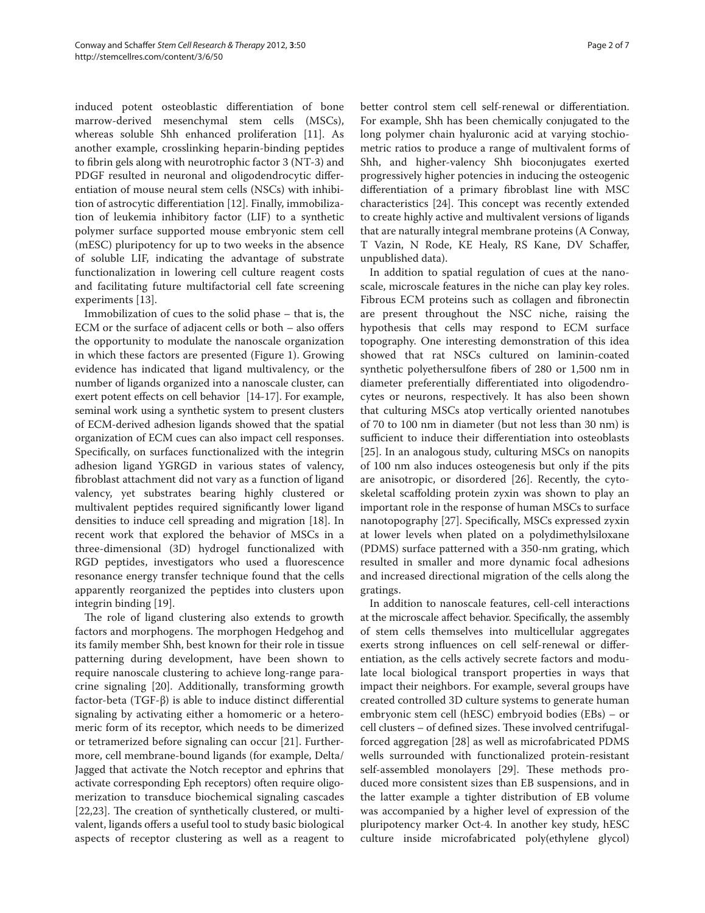induced potent osteoblastic differentiation of bone marrow-derived mesenchymal stem cells (MSCs), whereas soluble Shh enhanced proliferation [11]. As another example, crosslinking heparin-binding peptides to fibrin gels along with neurotrophic factor 3 (NT-3) and PDGF resulted in neuronal and oligodendrocytic differentiation of mouse neural stem cells (NSCs) with inhibition of astrocytic differentiation [12]. Finally, immobilization of leukemia inhibitory factor (LIF) to a synthetic polymer surface supported mouse embryonic stem cell (mESC) pluripotency for up to two weeks in the absence of soluble LIF, indicating the advantage of substrate functionalization in lowering cell culture reagent costs and facilitating future multifactorial cell fate screening experiments [13].

Immobilization of cues to the solid phase – that is, the ECM or the surface of adjacent cells or both – also offers the opportunity to modulate the nanoscale organization in which these factors are presented (Figure 1). Growing evidence has indicated that ligand multivalency, or the number of ligands organized into a nanoscale cluster, can exert potent effects on cell behavior [14-17]. For example, seminal work using a synthetic system to present clusters of ECM-derived adhesion ligands showed that the spatial organization of ECM cues can also impact cell responses. Specifically, on surfaces functionalized with the integrin adhesion ligand YGRGD in various states of valency, fibroblast attachment did not vary as a function of ligand valency, yet substrates bearing highly clustered or multivalent peptides required significantly lower ligand densities to induce cell spreading and migration [18]. In recent work that explored the behavior of MSCs in a three-dimensional (3D) hydrogel functionalized with RGD peptides, investigators who used a fluorescence resonance energy transfer technique found that the cells apparently reorganized the peptides into clusters upon integrin binding [19].

The role of ligand clustering also extends to growth factors and morphogens. The morphogen Hedgehog and its family member Shh, best known for their role in tissue patterning during development, have been shown to require nanoscale clustering to achieve long-range paracrine signaling [20]. Additionally, transforming growth factor-beta (TGF-β) is able to induce distinct differential signaling by activating either a homomeric or a heteromeric form of its receptor, which needs to be dimerized or tetramerized before signaling can occur [21]. Furthermore, cell membrane-bound ligands (for example, Delta/Jagged that activate the Notch receptor and ephrins that activate corresponding Eph receptors) often require oligomerization to transduce biochemical signaling cascades [22,23]. The creation of synthetically clustered, or multivalent, ligands offers a useful tool to study basic biological aspects of receptor clustering as well as a reagent to better control stem cell self-renewal or differentiation. For example, Shh has been chemically conjugated to the long polymer chain hyaluronic acid at varying stochiometric ratios to produce a range of multivalent forms of Shh, and higher-valency Shh bioconjugates exerted progressively higher potencies in inducing the osteogenic differentiation of a primary fibroblast line with MSC characteristics [24]. This concept was recently extended to create highly active and multivalent versions of ligands that are naturally integral membrane proteins (A Conway, T Vazin, N Rode, KE Healy, RS Kane, DV Schaffer, unpublished data).

In addition to spatial regulation of cues at the nanoscale, microscale features in the niche can play key roles. Fibrous ECM proteins such as collagen and fibronectin are present throughout the NSC niche, raising the hypothesis that cells may respond to ECM surface topography. One interesting demonstration of this idea showed that rat NSCs cultured on laminin-coated synthetic polyethersulfone fibers of 280 or 1,500 nm in diameter preferentially differentiated into oligodendrocytes or neurons, respectively. It has also been shown that culturing MSCs atop vertically oriented nanotubes of 70 to 100 nm in diameter (but not less than 30 nm) is sufficient to induce their differentiation into osteoblasts [25]. In an analogous study, culturing MSCs on nanopits of 100 nm also induces osteogenesis but only if the pits are anisotropic, or disordered [26]. Recently, the cytoskeletal scaffolding protein zyxin was shown to play an important role in the response of human MSCs to surface nanotopography [27]. Specifically, MSCs expressed zyxin at lower levels when plated on a polydimethylsiloxane (PDMS) surface patterned with a 350-nm grating, which resulted in smaller and more dynamic focal adhesions and increased directional migration of the cells along the gratings.

In addition to nanoscale features, cell-cell interactions at the microscale affect behavior. Specifically, the assembly of stem cells themselves into multicellular aggregates exerts strong influences on cell self-renewal or differentiation, as the cells actively secrete factors and modulate local biological transport properties in ways that impact their neighbors. For example, several groups have created controlled 3D culture systems to generate human embryonic stem cell (hESC) embryoid bodies (EBs) – or cell clusters – of defined sizes. These involved centrifugal-forced aggregation [28] as well as microfabricated PDMS wells surrounded with functionalized protein-resistant self-assembled monolayers [29]. These methods produced more consistent sizes than EB suspensions, and in the latter example a tighter distribution of EB volume was accompanied by a higher level of expression of the pluripotency marker Oct-4. In another key study, hESC culture inside microfabricated poly(ethylene glycol)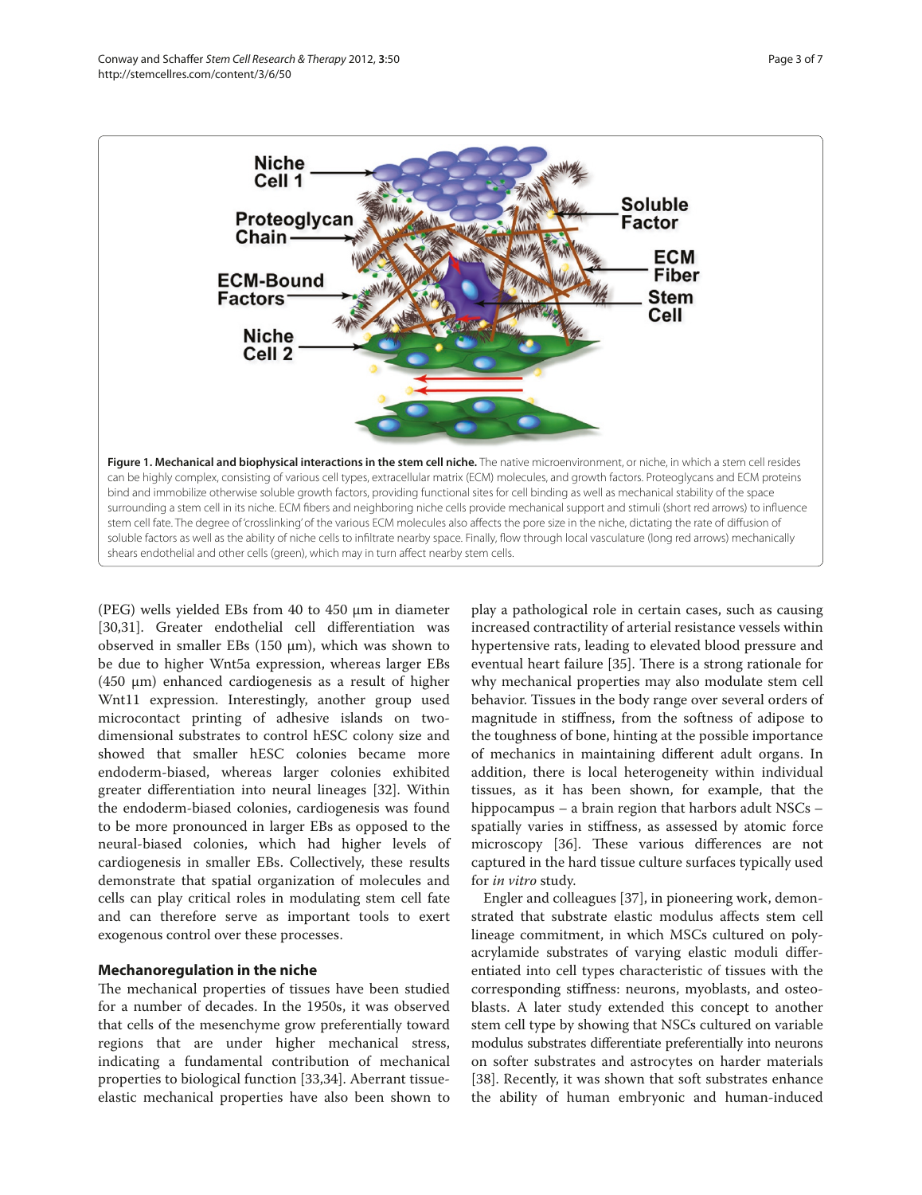Figure 1. Mechanical and biophysical interactions in the stem cell niche. The native microenvironment, or niche, in which a stem cell resides can be highly complex, consisting of various cell types, extracellular matrix (ECM) molecules, and growth factors. Proteoglycans and ECM proteins bind and immobilize otherwise soluble growth factors, providing functional sites for cell binding as well as mechanical stability of the space surrounding a stem cell in its niche. ECM fibers and neighboring niche cells provide mechanical support and stimuli (short red arrows) to influence stem cell fate. The degree of 'crosslinking' of the various ECM molecules also affects the pore size in the niche, dictating the rate of diffusion of soluble factors as well as the ability of niche cells to infiltrate nearby space. Finally, flow through local vasculature (long red arrows) mechanically shears endothelial and other cells (green), which may in turn affect nearby stem cells.

(PEG) wells yielded EBs from 40 to 450 μm in diameter [30,31]. Greater endothelial cell differentiation was observed in smaller EBs (150 μm), which was shown to be due to higher Wnt5a expression, whereas larger EBs (450 μm) enhanced cardiogenesis as a result of higher Wnt11 expression. Interestingly, another group used microcontact printing of adhesive islands on two-dimensional substrates to control hESC colony size and showed that smaller hESC colonies became more endoderm-biased, whereas larger colonies exhibited greater differentiation into neural lineages [32]. Within the endoderm-biased colonies, cardiogenesis was found to be more pronounced in larger EBs as opposed to the neural-biased colonies, which had higher levels of cardiogenesis in smaller EBs. Collectively, these results demonstrate that spatial organization of molecules and cells can play critical roles in modulating stem cell fate and can therefore serve as important tools to exert exogenous control over these processes.

## Mechanoregulation in the niche

The mechanical properties of tissues have been studied for a number of decades. In the 1950s, it was observed that cells of the mesenchyme grow preferentially toward regions that are under higher mechanical stress, indicating a fundamental contribution of mechanical properties to biological function [33,34]. Aberrant tissue-elastic mechanical properties have also been shown to play a pathological role in certain cases, such as causing increased contractility of arterial resistance vessels within hypertensive rats, leading to elevated blood pressure and eventual heart failure [35]. There is a strong rationale for why mechanical properties may also modulate stem cell behavior. Tissues in the body range over several orders of magnitude in stiffness, from the softness of adipose to the toughness of bone, hinting at the possible importance of mechanics in maintaining different adult organs. In addition, there is local heterogeneity within individual tissues, as it has been shown, for example, that the hippocampus – a brain region that harbors adult NSCs – spatially varies in stiffness, as assessed by atomic force microscopy [36]. These various differences are not captured in the hard tissue culture surfaces typically used for *in vitro* study.

Engler and colleagues [37], in pioneering work, demonstrated that substrate elastic modulus affects stem cell lineage commitment, in which MSCs cultured on polyacrylamide substrates of varying elastic moduli differentiated into cell types characteristic of tissues with the corresponding stiffness: neurons, myoblasts, and osteoblasts. A later study extended this concept to another stem cell type by showing that NSCs cultured on variable modulus substrates differentiate preferentially into neurons on softer substrates and astrocytes on harder materials [38]. Recently, it was shown that soft substrates enhance the ability of human embryonic and human-induced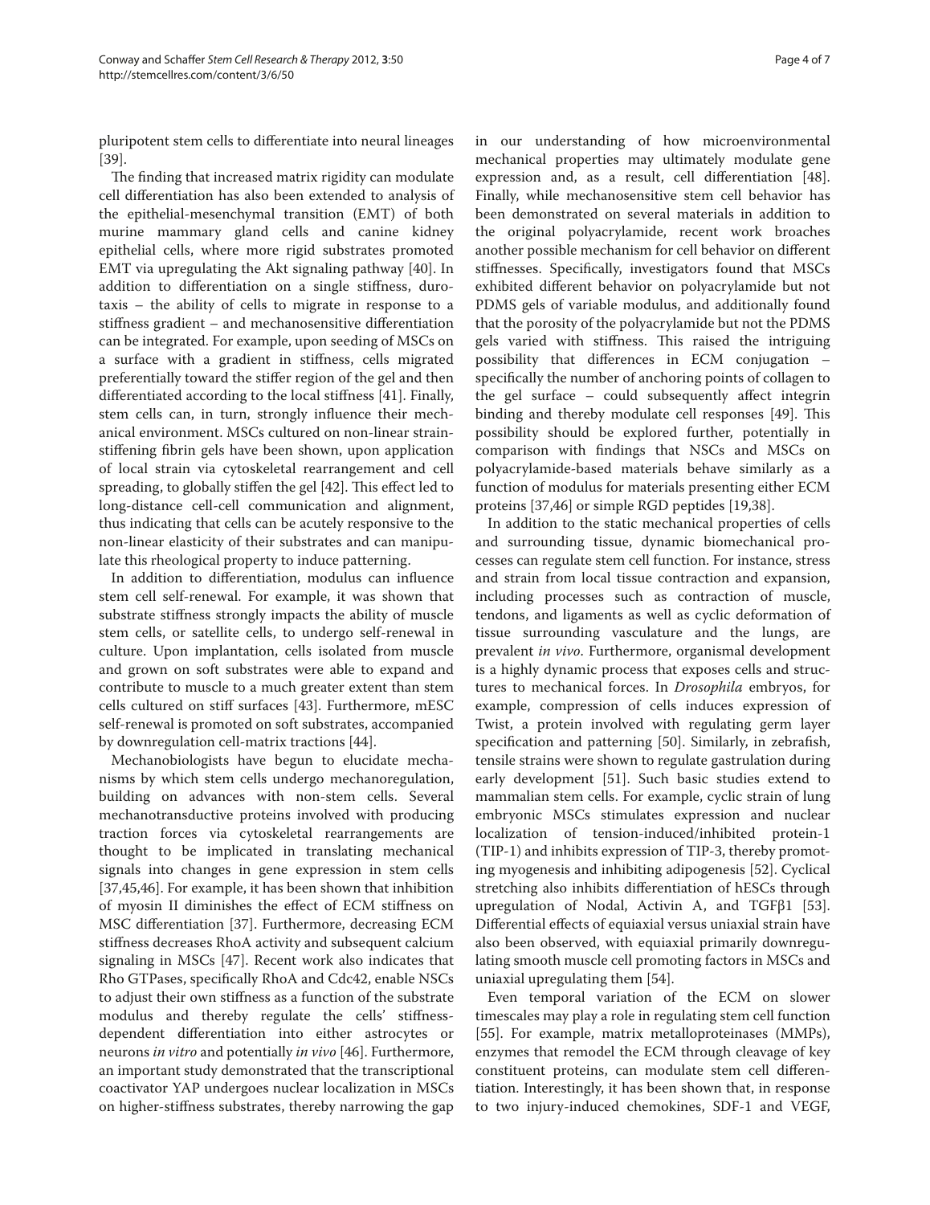pluripotent stem cells to differentiate into neural lineages [39].

The finding that increased matrix rigidity can modulate cell differentiation has also been extended to analysis of the epithelial-mesenchymal transition (EMT) of both murine mammary gland cells and canine kidney epithelial cells, where more rigid substrates promoted EMT via upregulating the Akt signaling pathway [40]. In addition to differentiation on a single stiffness, durotaxis – the ability of cells to migrate in response to a stiffness gradient – and mechanosensitive differentiation can be integrated. For example, upon seeding of MSCs on a surface with a gradient in stiffness, cells migrated preferentially toward the stiffer region of the gel and then differentiated according to the local stiffness [41]. Finally, stem cells can, in turn, strongly influence their mechanical environment. MSCs cultured on non-linear strain-stiffening fibrin gels have been shown, upon application of local strain via cytoskeletal rearrangement and cell spreading, to globally stiffen the gel [42]. This effect led to long-distance cell-cell communication and alignment, thus indicating that cells can be acutely responsive to the non-linear elasticity of their substrates and can manipulate this rheological property to induce patterning.

In addition to differentiation, modulus can influence stem cell self-renewal. For example, it was shown that substrate stiffness strongly impacts the ability of muscle stem cells, or satellite cells, to undergo self-renewal in culture. Upon implantation, cells isolated from muscle and grown on soft substrates were able to expand and contribute to muscle to a much greater extent than stem cells cultured on stiff surfaces [43]. Furthermore, mESC self-renewal is promoted on soft substrates, accompanied by downregulation cell-matrix tractions [44].

Mechanobiologists have begun to elucidate mechanisms by which stem cells undergo mechanoregulation, building on advances with non-stem cells. Several mechanotransductive proteins involved with producing traction forces via cytoskeletal rearrangements are thought to be implicated in translating mechanical signals into changes in gene expression in stem cells [37,45,46]. For example, it has been shown that inhibition of myosin II diminishes the effect of ECM stiffness on MSC differentiation [37]. Furthermore, decreasing ECM stiffness decreases RhoA activity and subsequent calcium signaling in MSCs [47]. Recent work also indicates that Rho GTPases, specifically RhoA and Cdc42, enable NSCs to adjust their own stiffness as a function of the substrate modulus and thereby regulate the cells' stiffness-dependent differentiation into either astrocytes or neurons *in vitro* and potentially *in vivo* [46]. Furthermore, an important study demonstrated that the transcriptional coactivator YAP undergoes nuclear localization in MSCs on higher-stiffness substrates, thereby narrowing the gap in our understanding of how microenvironmental mechanical properties may ultimately modulate gene expression and, as a result, cell differentiation [48]. Finally, while mechanosensitive stem cell behavior has been demonstrated on several materials in addition to the original polyacrylamide, recent work broaches another possible mechanism for cell behavior on different stiffnesses. Specifically, investigators found that MSCs exhibited different behavior on polyacrylamide but not PDMS gels of variable modulus, and additionally found that the porosity of the polyacrylamide but not the PDMS gels varied with stiffness. This raised the intriguing possibility that differences in ECM conjugation – specifically the number of anchoring points of collagen to the gel surface – could subsequently affect integrin binding and thereby modulate cell responses [49]. This possibility should be explored further, potentially in comparison with findings that NSCs and MSCs on polyacrylamide-based materials behave similarly as a function of modulus for materials presenting either ECM proteins [37,46] or simple RGD peptides [19,38].

In addition to the static mechanical properties of cells and surrounding tissue, dynamic biomechanical processes can regulate stem cell function. For instance, stress and strain from local tissue contraction and expansion, including processes such as contraction of muscle, tendons, and ligaments as well as cyclic deformation of tissue surrounding vasculature and the lungs, are prevalent *in vivo*. Furthermore, organismal development is a highly dynamic process that exposes cells and structures to mechanical forces. In *Drosophila* embryos, for example, compression of cells induces expression of Twist, a protein involved with regulating germ layer specification and patterning [50]. Similarly, in zebrafish, tensile strains were shown to regulate gastrulation during early development [51]. Such basic studies extend to mammalian stem cells. For example, cyclic strain of lung embryonic MSCs stimulates expression and nuclear localization of tension-induced/inhibited protein-1 (TIP-1) and inhibits expression of TIP-3, thereby promoting myogenesis and inhibiting adipogenesis [52]. Cyclical stretching also inhibits differentiation of hESCs through upregulation of Nodal, Activin A, and TGFβ1 [53]. Differential effects of equiaxial versus uniaxial strain have also been observed, with equiaxial primarily downregulating smooth muscle cell promoting factors in MSCs and uniaxial upregulating them [54].

Even temporal variation of the ECM on slower timescales may play a role in regulating stem cell function [55]. For example, matrix metalloproteinases (MMPs), enzymes that remodel the ECM through cleavage of key constituent proteins, can modulate stem cell differentiation. Interestingly, it has been shown that, in response to two injury-induced chemokines, SDF-1 and VEGF,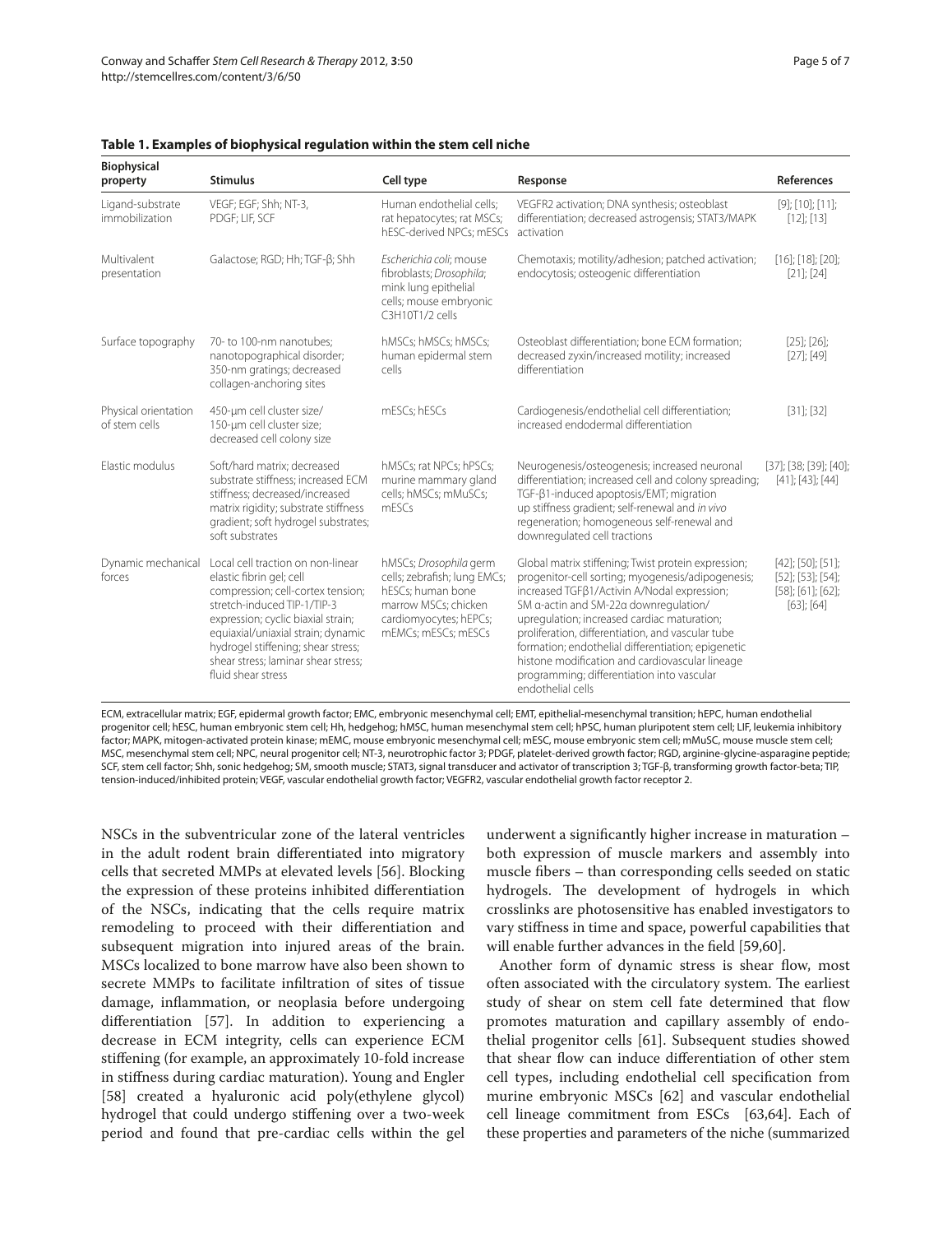**Table 1. Examples of biophysical regulation within the stem cell niche**

| Biophysical property | Stimulus | Cell type | Response | References |
|---|---|---|---|---|
| Ligand-substrate immobilization | VEGF; EGF; Shh; NT-3, PDGF; LIF, SCF | Human endothelial cells; rat hepatocytes; rat MSCs; hESC-derived NPCs; mESCs | VEGFR2 activation; DNA synthesis; osteoblast differentiation; decreased astrogensis; STAT3/MAPK activation | [9]; [10]; [11]; [12]; [13] |
| Multivalent presentation | Galactose; RGD; Hh; TGF-β; Shh | *Escherichia coli*; mouse fibroblasts; *Drosophila*; mink lung epithelial cells; mouse embryonic C3H10T1/2 cells | Chemotaxis; motility/adhesion; patched activation; endocytosis; osteogenic differentiation | [16]; [18]; [20]; [21]; [24] |
| Surface topography | 70- to 100-nm nanotubes; nanotopographical disorder; 350-nm gratings; decreased collagen-anchoring sites | hMSCs; hMSCs; hMSCs; human epidermal stem cells | Osteoblast differentiation; bone ECM formation; decreased zyxin/increased motility; increased differentiation | [25]; [26]; [27]; [49] |
| Physical orientation of stem cells | 450-μm cell cluster size/ 150-μm cell cluster size; decreased cell colony size | mESCs; hESCs | Cardiogenesis/endothelial cell differentiation; increased endodermal differentiation | [31]; [32] |
| Elastic modulus | Soft/hard matrix; decreased substrate stiffness; increased ECM stiffness; decreased/increased matrix rigidity; substrate stiffness gradient; soft hydrogel substrates; soft substrates | hMSCs; rat NPCs; hPSCs; murine mammary gland cells; hMSCs; mMuSCs; mESCs | Neurogenesis/osteogenesis; increased neuronal differentiation; increased cell and colony spreading; TGF-β1-induced apoptosis/EMT; migration up stiffness gradient; self-renewal and *in vivo* regeneration; homogeneous self-renewal and downregulated cell tractions | [37]; [38; [39]; [40]; [41]; [43]; [44] |
| Dynamic mechanical forces | Local cell traction on non-linear elastic fibrin gel; cell compression; cell-cortex tension; stretch-induced TIP-1/TIP-3 expression; cyclic biaxial strain; equiaxial/uniaxial strain; dynamic hydrogel stiffening; shear stress; shear stress; laminar shear stress; fluid shear stress | hMSCs; *Drosophila* germ cells; zebrafish; lung EMCs; hESCs; human bone marrow MSCs; chicken cardiomyocytes; hEPCs; mEMCs; mESCs; mESCs | Global matrix stiffening; Twist protein expression; progenitor-cell sorting; myogenesis/adipogenesis; increased TGFβ1/Activin A/Nodal expression; SM α-actin and SM-22α downregulation/ upregulation; increased cardiac maturation; proliferation, differentiation, and vascular tube formation; endothelial differentiation; epigenetic histone modification and cardiovascular lineage programming; differentiation into vascular endothelial cells | [42]; [50]; [51]; [52]; [53]; [54]; [58]; [61]; [62]; [63]; [64] |

ECM, extracellular matrix; EGF, epidermal growth factor; EMC, embryonic mesenchymal cell; EMT, epithelial-mesenchymal transition; hEPC, human endothelial progenitor cell; hESC, human embryonic stem cell; Hh, hedgehog; hMSC, human mesenchymal stem cell; hPSC, human pluripotent stem cell; LIF, leukemia inhibitory factor; MAPK, mitogen-activated protein kinase; mEMC, mouse embryonic mesenchymal cell; mESC, mouse embryonic stem cell; mMuSC, mouse muscle stem cell; MSC, mesenchymal stem cell; NPC, neural progenitor cell; NT-3, neurotrophic factor 3; PDGF, platelet-derived growth factor; RGD, arginine-glycine-asparagine peptide; SCF, stem cell factor; Shh, sonic hedgehog; SM, smooth muscle; STAT3, signal transducer and activator of transcription 3; TGF-β, transforming growth factor-beta; TIP, tension-induced/inhibited protein; VEGF, vascular endothelial growth factor; VEGFR2, vascular endothelial growth factor receptor 2.

NSCs in the subventricular zone of the lateral ventricles in the adult rodent brain differentiated into migratory cells that secreted MMPs at elevated levels [56]. Blocking the expression of these proteins inhibited differentiation of the NSCs, indicating that the cells require matrix remodeling to proceed with their differentiation and subsequent migration into injured areas of the brain. MSCs localized to bone marrow have also been shown to secrete MMPs to facilitate infiltration of sites of tissue damage, inflammation, or neoplasia before undergoing differentiation [57]. In addition to experiencing a decrease in ECM integrity, cells can experience ECM stiffening (for example, an approximately 10-fold increase in stiffness during cardiac maturation). Young and Engler [58] created a hyaluronic acid poly(ethylene glycol) hydrogel that could undergo stiffening over a two-week period and found that pre-cardiac cells within the gel underwent a significantly higher increase in maturation – both expression of muscle markers and assembly into muscle fibers – than corresponding cells seeded on static hydrogels. The development of hydrogels in which crosslinks are photosensitive has enabled investigators to vary stiffness in time and space, powerful capabilities that will enable further advances in the field [59,60].

Another form of dynamic stress is shear flow, most often associated with the circulatory system. The earliest study of shear on stem cell fate determined that flow promotes maturation and capillary assembly of endothelial progenitor cells [61]. Subsequent studies showed that shear flow can induce differentiation of other stem cell types, including endothelial cell specification from murine embryonic MSCs [62] and vascular endothelial cell lineage commitment from ESCs [63,64]. Each of these properties and parameters of the niche (summarized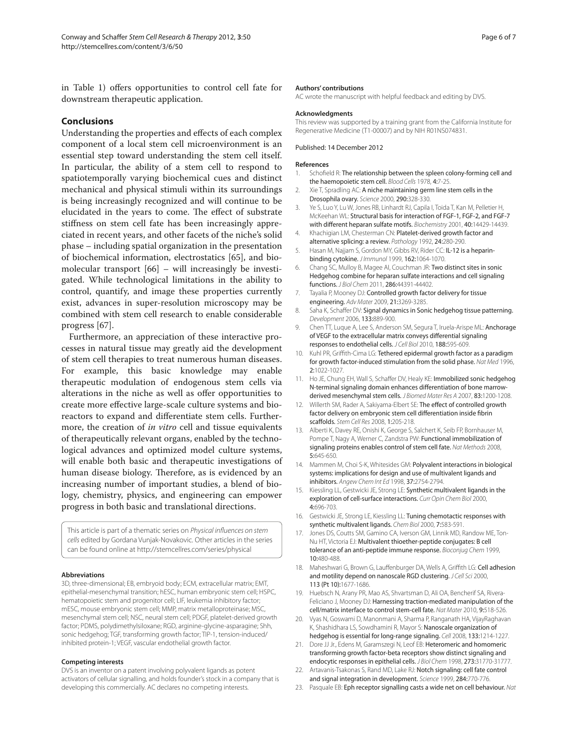in Table 1) offers opportunities to control cell fate for downstream therapeutic application.

## Conclusions

Understanding the properties and effects of each complex component of a local stem cell microenvironment is an essential step toward understanding the stem cell itself. In particular, the ability of a stem cell to respond to spatiotemporally varying biochemical cues and distinct mechanical and physical stimuli within its surroundings is being increasingly recognized and will continue to be elucidated in the years to come. The effect of substrate stiffness on stem cell fate has been increasingly appreciated in recent years, and other facets of the niche's solid phase – including spatial organization in the presentation of biochemical information, electrostatics [65], and biomolecular transport [66] – will increasingly be investigated. While technological limitations in the ability to control, quantify, and image these properties currently exist, advances in super-resolution microscopy may be combined with stem cell research to enable considerable progress [67].

Furthermore, an appreciation of these interactive processes in natural tissue may greatly aid the development of stem cell therapies to treat numerous human diseases. For example, this basic knowledge may enable therapeutic modulation of endogenous stem cells via alterations in the niche as well as offer opportunities to create more effective large-scale culture systems and bioreactors to expand and differentiate stem cells. Furthermore, the creation of *in vitro* cell and tissue equivalents of therapeutically relevant organs, enabled by the technological advances and optimized model culture systems, will enable both basic and therapeutic investigations of human disease biology. Therefore, as is evidenced by an increasing number of important studies, a blend of biology, chemistry, physics, and engineering can empower progress in both basic and translational directions.

This article is part of a thematic series on *Physical influences on stem cells* edited by Gordana Vunjak-Novakovic. Other articles in the series can be found online at http://stemcellres.com/series/physical

#### Abbreviations

3D, three-dimensional; EB, embryoid body; ECM, extracellular matrix; EMT, epithelial-mesenchymal transition; hESC, human embryonic stem cell; HSPC, hematopoietic stem and progenitor cell; LIF, leukemia inhibitory factor; mESC, mouse embryonic stem cell; MMP, matrix metalloproteinase; MSC, mesenchymal stem cell; NSC, neural stem cell; PDGF, platelet-derived growth factor; PDMS, polydimethylsiloxane; RGD, arginine-glycine-asparagine; Shh, sonic hedgehog; TGF, transforming growth factor; TIP-1, tension-induced/inhibited protein-1; VEGF, vascular endothelial growth factor.

#### Competing interests

DVS is an inventor on a patent involving polyvalent ligands as potent activators of cellular signalling, and holds founder's stock in a company that is developing this commercially. AC declares no competing interests.

#### Authors' contributions

AC wrote the manuscript with helpful feedback and editing by DVS.

#### Acknowledgments

This review was supported by a training grant from the California Institute for Regenerative Medicine (T1-00007) and by NIH R01NS074831.

Published: 14 December 2012

#### References

1. Schofield R: **The relationship between the spleen colony-forming cell and the haemopoietic stem cell.** *Blood Cells* 1978, **4**:7-25.
2. Xie T, Spradling AC: **A niche maintaining germ line stem cells in the Drosophila ovary.** *Science* 2000, **290**:328-330.
3. Ye S, Luo Y, Lu W, Jones RB, Linhardt RJ, Capila I, Toida T, Kan M, Pelletier H, McKeehan WL: **Structural basis for interaction of FGF-1, FGF-2, and FGF-7 with different heparan sulfate motifs.** *Biochemistry* 2001, **40**:14429-14439.
4. Khachigian LM, Chesterman CN: **Platelet-derived growth factor and alternative splicing: a review.** *Pathology* 1992, **24**:280-290.
5. Hasan M, Najjam S, Gordon MY, Gibbs RV, Rider CC: **IL-12 is a heparin-binding cytokine.** *J Immunol* 1999, **162**:1064-1070.
6. Chang SC, Mulloy B, Magee AI, Couchman JR: **Two distinct sites in sonic Hedgehog combine for heparan sulfate interactions and cell signaling functions.** *J Biol Chem* 2011, **286**:44391-44402.
7. Tayalia P, Mooney DJ: **Controlled growth factor delivery for tissue engineering.** *Adv Mater* 2009, **21**:3269-3285.
8. Saha K, Schaffer DV: **Signal dynamics in Sonic hedgehog tissue patterning.** *Development* 2006, **133**:889-900.
9. Chen TT, Luque A, Lee S, Anderson SM, Segura T, Iruela-Arispe ML: **Anchorage of VEGF to the extracellular matrix conveys differential signaling responses to endothelial cells.** *J Cell Biol* 2010, **188**:595-609.
10. Kuhl PR, Griffith-Cima LG: **Tethered epidermal growth factor as a paradigm for growth factor-induced stimulation from the solid phase.** *Nat Med* 1996, **2**:1022-1027.
11. Ho JE, Chung EH, Wall S, Schaffer DV, Healy KE: **Immobilized sonic hedgehog N-terminal signaling domain enhances differentiation of bone marrow-derived mesenchymal stem cells.** *J Biomed Mater Res A* 2007, **83**:1200-1208.
12. Willerth SM, Rader A, Sakiyama-Elbert SE: **The effect of controlled growth factor delivery on embryonic stem cell differentiation inside fibrin scaffolds.** *Stem Cell Res* 2008, **1**:205-218.
13. Alberti K, Davey RE, Onishi K, George S, Salchert K, Seib FP, Bornhauser M, Pompe T, Nagy A, Werner C, Zandstra PW: **Functional immobilization of signaling proteins enables control of stem cell fate.** *Nat Methods* 2008, **5**:645-650.
14. Mammen M, Choi S-K, Whitesides GM: **Polyvalent interactions in biological systems: implications for design and use of multivalent ligands and inhibitors.** *Angew Chem Int Ed* 1998, **37**:2754-2794.
15. Kiessling LL, Gestwicki JE, Strong LE: **Synthetic multivalent ligands in the exploration of cell-surface interactions.** *Curr Opin Chem Biol* 2000, **4**:696-703.
16. Gestwicki JE, Strong LE, Kiessling LL: **Tuning chemotactic responses with synthetic multivalent ligands.** *Chem Biol* 2000, **7**:583-591.
17. Jones DS, Coutts SM, Gamino CA, Iverson GM, Linnik MD, Randow ME, Ton-Nu HT, Victoria EJ: **Multivalent thioether-peptide conjugates: B cell tolerance of an anti-peptide immune response.** *Bioconjug Chem* 1999, **10**:480-488.
18. Maheshwari G, Brown G, Lauffenburger DA, Wells A, Griffith LG: **Cell adhesion and motility depend on nanoscale RGD clustering.** *J Cell Sci* 2000, **113 (Pt 10)**:1677-1686.
19. Huebsch N, Arany PR, Mao AS, Shvartsman D, Ali OA, Bencherif SA, Rivera-Feliciano J, Mooney DJ: **Harnessing traction-mediated manipulation of the cell/matrix interface to control stem-cell fate.** *Nat Mater* 2010, **9**:518-526.
20. Vyas N, Goswami D, Manonmani A, Sharma P, Ranganath HA, VijayRaghavan K, Shashidhara LS, Sowdhamini R, Mayor S: **Nanoscale organization of hedgehog is essential for long-range signaling.** *Cell* 2008, **133**:1214-1227.
21. Dore JJ Jr., Edens M, Garamszegi N, Leof EB: **Heteromeric and homomeric transforming growth factor-beta receptors show distinct signaling and endocytic responses in epithelial cells.** *J Biol Chem* 1998, **273**:31770-31777.
22. Artavanis-Tsakonas S, Rand MD, Lake RJ: **Notch signaling: cell fate control and signal integration in development.** *Science* 1999, **284**:770-776.
23. Pasquale EB: **Eph receptor signalling casts a wide net on cell behaviour.** *Nat*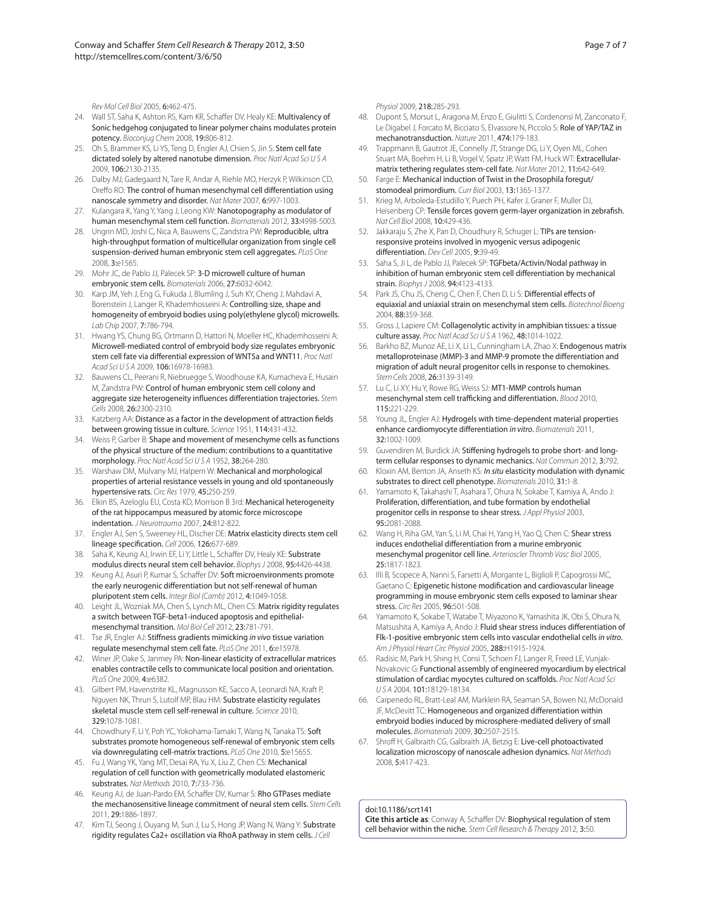Rev Mol Cell Biol 2005, 6:462-475.

24. Wall ST, Saha K, Ashton RS, Kam KR, Schaffer DV, Healy KE: Multivalency of Sonic hedgehog conjugated to linear polymer chains modulates protein potency. *Bioconjug Chem* 2008, 19:806-812.
25. Oh S, Brammer KS, Li YS, Teng D, Engler AJ, Chien S, Jin S: Stem cell fate dictated solely by altered nanotube dimension. *Proc Natl Acad Sci U S A* 2009, 106:2130-2135.
26. Dalby MJ, Gadegaard N, Tare R, Andar A, Riehle MO, Herzyk P, Wilkinson CD, Oreffo RO: The control of human mesenchymal cell differentiation using nanoscale symmetry and disorder. *Nat Mater* 2007, 6:997-1003.
27. Kulangara K, Yang Y, Yang J, Leong KW: Nanotopography as modulator of human mesenchymal stem cell function. *Biomaterials* 2012, 33:4998-5003.
28. Ungrin MD, Joshi C, Nica A, Bauwens C, Zandstra PW: Reproducible, ultra high-throughput formation of multicellular organization from single cell suspension-derived human embryonic stem cell aggregates. *PLoS One* 2008, 3:e1565.
29. Mohr JC, de Pablo JJ, Palecek SP: 3-D microwell culture of human embryonic stem cells. *Biomaterials* 2006, 27:6032-6042.
30. Karp JM, Yeh J, Eng G, Fukuda J, Blumling J, Suh KY, Cheng J, Mahdavi A, Borenstein J, Langer R, Khademhosseini A: Controlling size, shape and homogeneity of embryoid bodies using poly(ethylene glycol) microwells. *Lab Chip* 2007, 7:786-794.
31. Hwang YS, Chung BG, Ortmann D, Hattori N, Moeller HC, Khademhosseini A: Microwell-mediated control of embryoid body size regulates embryonic stem cell fate via differential expression of WNT5a and WNT11. *Proc Natl Acad Sci U S A* 2009, 106:16978-16983.
32. Bauwens CL, Peerani R, Niebruegge S, Woodhouse KA, Kumacheva E, Husain M, Zandstra PW: Control of human embryonic stem cell colony and aggregate size heterogeneity influences differentiation trajectories. *Stem Cells* 2008, 26:2300-2310.
33. Katzberg AA: Distance as a factor in the development of attraction fields between growing tissue in culture. *Science* 1951, 114:431-432.
34. Weiss P, Garber B: Shape and movement of mesenchyme cells as functions of the physical structure of the medium: contributions to a quantitative morphology. *Proc Natl Acad Sci U S A* 1952, 38:264-280.
35. Warshaw DM, Mulvany MJ, Halpern W: Mechanical and morphological properties of arterial resistance vessels in young and old spontaneously hypertensive rats. *Circ Res* 1979, 45:250-259.
36. Elkin BS, Azeloglu EU, Costa KD, Morrison B 3rd: Mechanical heterogeneity of the rat hippocampus measured by atomic force microscope indentation. *J Neurotrauma* 2007, 24:812-822.
37. Engler AJ, Sen S, Sweeney HL, Discher DE: Matrix elasticity directs stem cell lineage specification. *Cell* 2006, 126:677-689.
38. Saha K, Keung AJ, Irwin EF, Li Y, Little L, Schaffer DV, Healy KE: Substrate modulus directs neural stem cell behavior. *Biophys J* 2008, 95:4426-4438.
39. Keung AJ, Asuri P, Kumar S, Schaffer DV: Soft microenvironments promote the early neurogenic differentiation but not self-renewal of human pluripotent stem cells. *Integr Biol (Camb)* 2012, 4:1049-1058.
40. Leight JL, Wozniak MA, Chen S, Lynch ML, Chen CS: Matrix rigidity regulates a switch between TGF-beta1-induced apoptosis and epithelial-mesenchymal transition. *Mol Biol Cell* 2012, 23:781-791.
41. Tse JR, Engler AJ: Stiffness gradients mimicking *in vivo* tissue variation regulate mesenchymal stem cell fate. *PLoS One* 2011, 6:e15978.
42. Winer JP, Oake S, Janmey PA: Non-linear elasticity of extracellular matrices enables contractile cells to communicate local position and orientation. *PLoS One* 2009, 4:e6382.
43. Gilbert PM, Havenstrite KL, Magnusson KE, Sacco A, Leonardi NA, Kraft P, Nguyen NK, Thrun S, Lutolf MP, Blau HM: Substrate elasticity regulates skeletal muscle stem cell self-renewal in culture. *Science* 2010, 329:1078-1081.
44. Chowdhury F, Li Y, Poh YC, Yokohama-Tamaki T, Wang N, Tanaka TS: Soft substrates promote homogeneous self-renewal of embryonic stem cells via downregulating cell-matrix tractions. *PLoS One* 2010, 5:e15655.
45. Fu J, Wang YK, Yang MT, Desai RA, Yu X, Liu Z, Chen CS: Mechanical regulation of cell function with geometrically modulated elastomeric substrates. *Nat Methods* 2010, 7:733-736.
46. Keung AJ, de Juan-Pardo EM, Schaffer DV, Kumar S: Rho GTPases mediate the mechanosensitive lineage commitment of neural stem cells. *Stem Cells* 2011, 29:1886-1897.
47. Kim TJ, Seong J, Ouyang M, Sun J, Lu S, Hong JP, Wang N, Wang Y: Substrate rigidity regulates Ca2+ oscillation via RhoA pathway in stem cells. *J Cell Physiol* 2009, 218:285-293.
48. Dupont S, Morsut L, Aragona M, Enzo E, Giulitti S, Cordenonsi M, Zanconato F, Le Digabel J, Forcato M, Bicciato S, Elvassore N, Piccolo S: Role of YAP/TAZ in mechanotransduction. *Nature* 2011, 474:179-183.
49. Trappmann B, Gautrot JE, Connelly JT, Strange DG, Li Y, Oyen ML, Cohen Stuart MA, Boehm H, Li B, Vogel V, Spatz JP, Watt FM, Huck WT: Extracellular-matrix tethering regulates stem-cell fate. *Nat Mater* 2012, 11:642-649.
50. Farge E: Mechanical induction of Twist in the Drosophila foregut/stomodeal primordium. *Curr Biol* 2003, 13:1365-1377.
51. Krieg M, Arboleda-Estudillo Y, Puech PH, Kafer J, Graner F, Muller DJ, Heisenberg CP: Tensile forces govern germ-layer organization in zebrafish. *Nat Cell Biol* 2008, 10:429-436.
52. Jakkaraju S, Zhe X, Pan D, Choudhury R, Schuger L: TIPs are tension-responsive proteins involved in myogenic versus adipogenic differentiation. *Dev Cell* 2005, 9:39-49.
53. Saha S, Ji L, de Pablo JJ, Palecek SP: TGFbeta/Activin/Nodal pathway in inhibition of human embryonic stem cell differentiation by mechanical strain. *Biophys J* 2008, 94:4123-4133.
54. Park JS, Chu JS, Cheng C, Chen F, Chen D, Li S: Differential effects of equiaxial and uniaxial strain on mesenchymal stem cells. *Biotechnol Bioeng* 2004, 88:359-368.
55. Gross J, Lapiere CM: Collagenolytic activity in amphibian tissues: a tissue culture assay. *Proc Natl Acad Sci U S A* 1962, 48:1014-1022.
56. Barkho BZ, Munoz AE, Li X, Li L, Cunningham LA, Zhao X: Endogenous matrix metalloproteinase (MMP)-3 and MMP-9 promote the differentiation and migration of adult neural progenitor cells in response to chemokines. *Stem Cells* 2008, 26:3139-3149.
57. Lu C, Li XY, Hu Y, Rowe RG, Weiss SJ: MT1-MMP controls human mesenchymal stem cell trafficking and differentiation. *Blood* 2010, 115:221-229.
58. Young JL, Engler AJ: Hydrogels with time-dependent material properties enhance cardiomyocyte differentiation *in vitro*. *Biomaterials* 2011, 32:1002-1009.
59. Guvendiren M, Burdick JA: Stiffening hydrogels to probe short- and long-term cellular responses to dynamic mechanics. *Nat Commun* 2012, 3:792.
60. Kloxin AM, Benton JA, Anseth KS: *In situ* elasticity modulation with dynamic substrates to direct cell phenotype. *Biomaterials* 2010, 31:1-8.
61. Yamamoto K, Takahashi T, Asahara T, Ohura N, Sokabe T, Kamiya A, Ando J: Proliferation, differentiation, and tube formation by endothelial progenitor cells in response to shear stress. *J Appl Physiol* 2003, 95:2081-2088.
62. Wang H, Riha GM, Yan S, Li M, Chai H, Yang H, Yao Q, Chen C: Shear stress induces endothelial differentiation from a murine embryonic mesenchymal progenitor cell line. *Arterioscler Thromb Vasc Biol* 2005, 25:1817-1823.
63. Illi B, Scopece A, Nanni S, Farsetti A, Morgante L, Biglioli P, Capogrossi MC, Gaetano C: Epigenetic histone modification and cardiovascular lineage programming in mouse embryonic stem cells exposed to laminar shear stress. *Circ Res* 2005, 96:501-508.
64. Yamamoto K, Sokabe T, Watabe T, Miyazono K, Yamashita JK, Obi S, Ohura N, Matsushita A, Kamiya A, Ando J: Fluid shear stress induces differentiation of Flk-1-positive embryonic stem cells into vascular endothelial cells *in vitro*. *Am J Physiol Heart Circ Physiol* 2005, 288:H1915-1924.
65. Radisic M, Park H, Shing H, Consi T, Schoen FJ, Langer R, Freed LE, Vunjak-Novakovic G: Functional assembly of engineered myocardium by electrical stimulation of cardiac myocytes cultured on scaffolds. *Proc Natl Acad Sci U S A* 2004, 101:18129-18134.
66. Carpenedo RL, Bratt-Leal AM, Marklein RA, Seaman SA, Bowen NJ, McDonald JF, McDevitt TC: Homogeneous and organized differentiation within embryoid bodies induced by microsphere-mediated delivery of small molecules. *Biomaterials* 2009, 30:2507-2515.
67. Shroff H, Galbraith CG, Galbraith JA, Betzig E: Live-cell photoactivated localization microscopy of nanoscale adhesion dynamics. *Nat Methods* 2008, 5:417-423.

doi:10.1186/scrt141

**Cite this article as**: Conway A, Schaffer DV: Biophysical regulation of stem cell behavior within the niche. *Stem Cell Research & Therapy* 2012, 3:50.